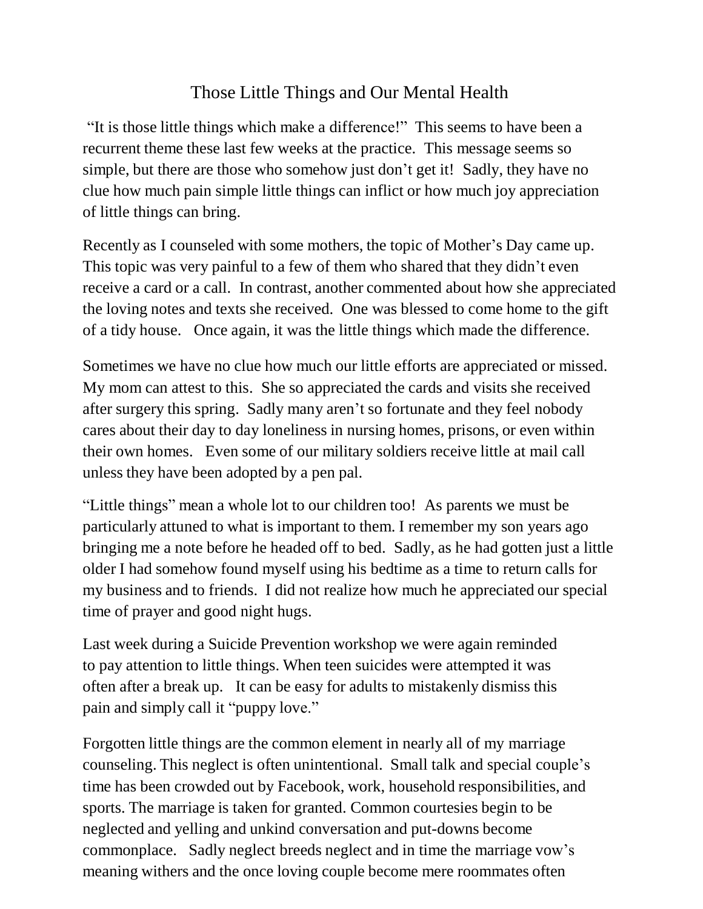# Those Little Things and Our Mental Health

"It is those little things which make a difference!" This seems to have been a recurrent theme these last few weeks at the practice. This message seems so simple, but there are those who somehow just don't get it! Sadly, they have no clue how much pain simple little things can inflict or how much joy appreciation of little things can bring.

Recently as I counseled with some mothers, the topic of Mother's Day came up. This topic was very painful to a few of them who shared that they didn't even receive a card or a call. In contrast, another commented about how she appreciated the loving notes and texts she received. One was blessed to come home to the gift of a tidy house. Once again, it was the little things which made the difference.

Sometimes we have no clue how much our little efforts are appreciated or missed. My mom can attest to this. She so appreciated the cards and visits she received after surgery this spring. Sadly many aren't so fortunate and they feel nobody cares about their day to day loneliness in nursing homes, prisons, or even within their own homes. Even some of our military soldiers receive little at mail call unless they have been adopted by a pen pal.

"Little things" mean a whole lot to our children too! As parents we must be particularly attuned to what is important to them. I remember my son years ago bringing me a note before he headed off to bed. Sadly, as he had gotten just a little older I had somehow found myself using his bedtime as a time to return calls for my business and to friends. I did not realize how much he appreciated our special time of prayer and good night hugs.

Last week during a Suicide Prevention workshop we were again reminded to pay attention to little things. When teen suicides were attempted it was often after a break up. It can be easy for adults to mistakenly dismiss this pain and simply call it "puppy love."

Forgotten little things are the common element in nearly all of my marriage counseling. This neglect is often unintentional. Small talk and special couple's time has been crowded out by Facebook, work, household responsibilities, and sports. The marriage is taken for granted. Common courtesies begin to be neglected and yelling and unkind conversation and put-downs become commonplace. Sadly neglect breeds neglect and in time the marriage vow's meaning withers and the once loving couple become mere roommates often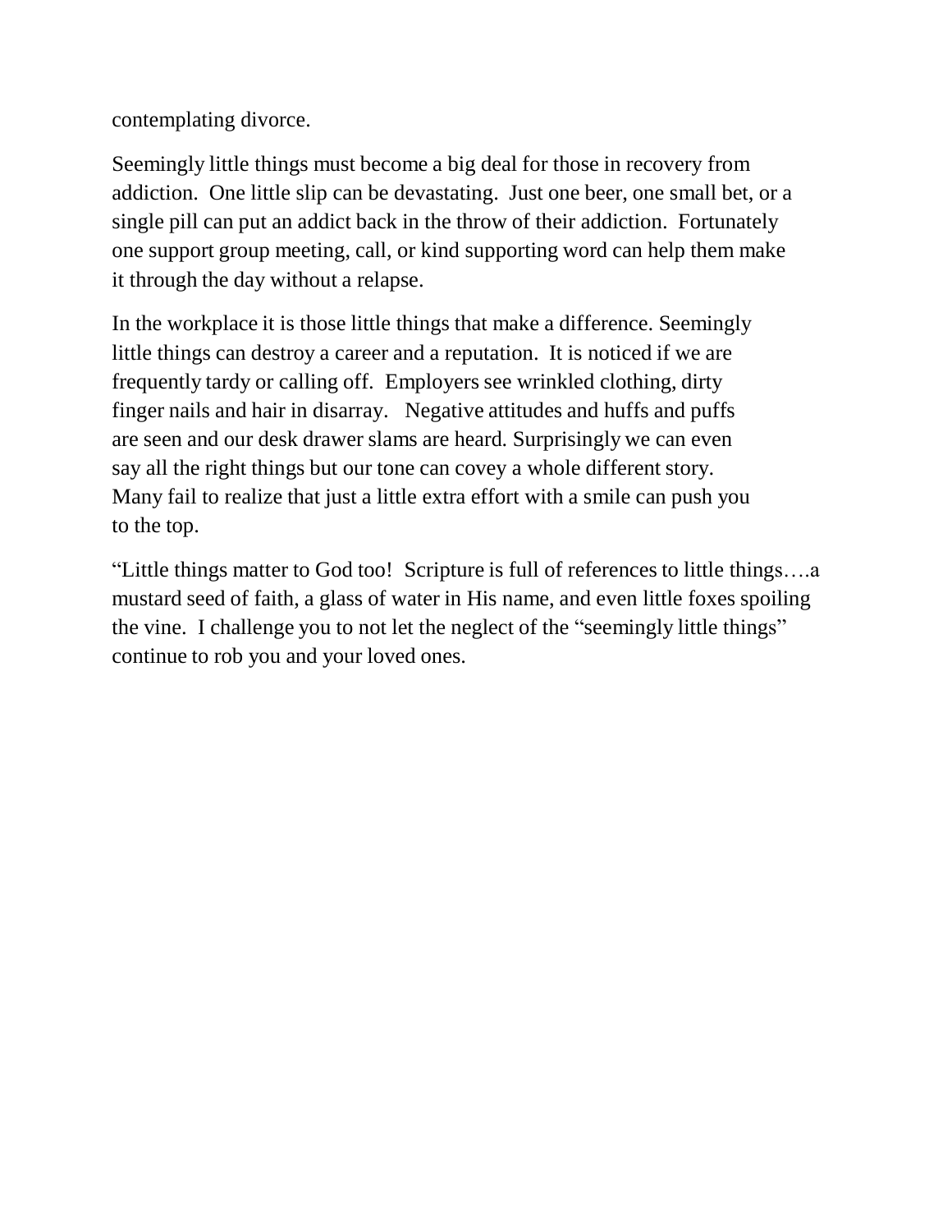contemplating divorce.

Seemingly little things must become a big deal for those in recovery from addiction. One little slip can be devastating. Just one beer, one small bet, or a single pill can put an addict back in the throw of their addiction. Fortunately one support group meeting, call, or kind supporting word can help them make it through the day without a relapse.

In the workplace it is those little things that make a difference. Seemingly little things can destroy a career and a reputation. It is noticed if we are frequently tardy or calling off. Employers see wrinkled clothing, dirty finger nails and hair in disarray. Negative attitudes and huffs and puffs are seen and our desk drawer slams are heard. Surprisingly we can even say all the right things but our tone can covey a whole different story. Many fail to realize that just a little extra effort with a smile can push you to the top.

"Little things matter to God too! Scripture is full of references to little things….a mustard seed of faith, a glass of water in His name, and even little foxes spoiling the vine. I challenge you to not let the neglect of the "seemingly little things" continue to rob you and your loved ones.